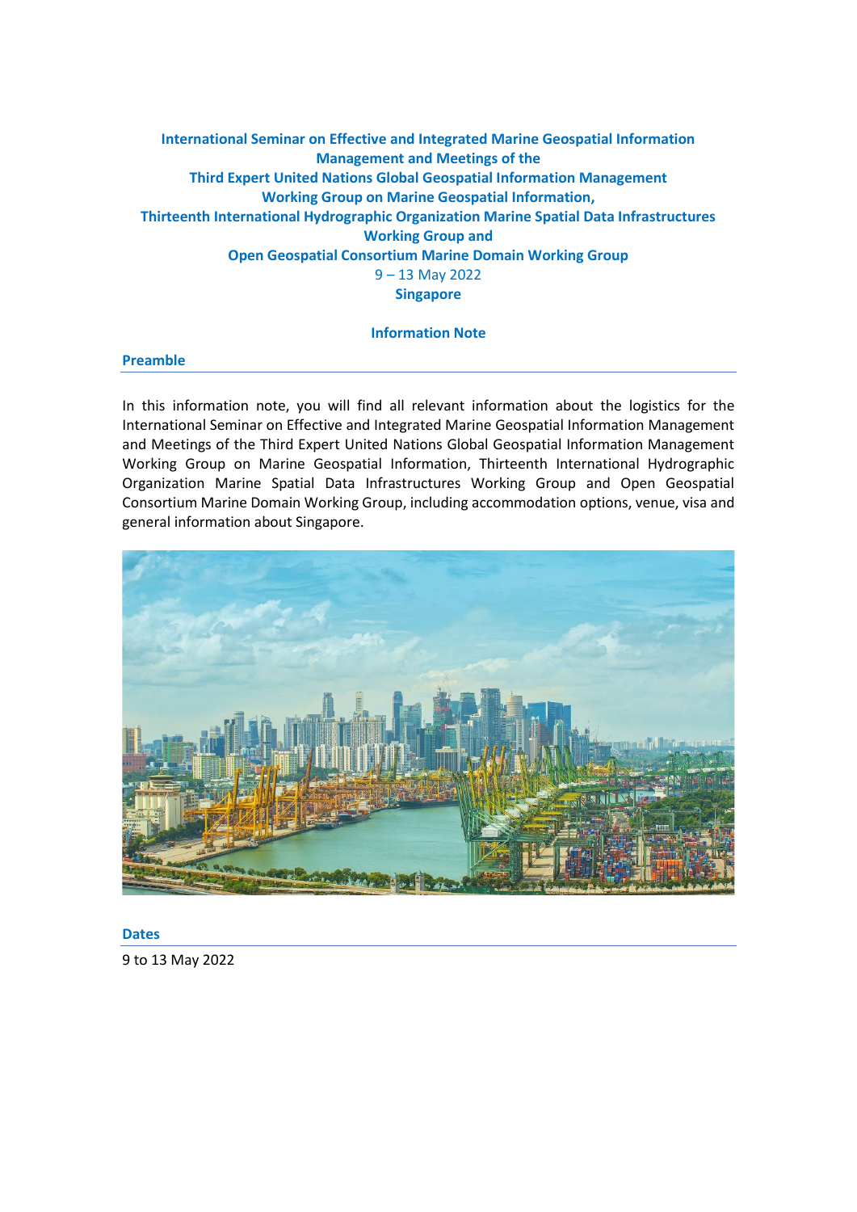# International Seminar on Effective and Integrated Marine Geospatial Information Management and Meetings of the Third Expert United Nations Global Geospatial Information Management Working Group on Marine Geospatial Information, Thirteenth International Hydrographic Organization Marine Spatial Data Infrastructures Working Group and Open Geospatial Consortium Marine Domain Working Group

9 – 13 May 2022

**Singapore**

**Information Note**

## Preamble

In this information note, you will find all relevant information about the logistics for the International Seminar on Effective and Integrated Marine Geospatial Information Management and Meetings of the Third Expert United Nations Global Geospatial Information Management Working Group on Marine Geospatial Information, Thirteenth International Hydrographic Organization Marine Spatial Data Infrastructures Working Group and Open Geospatial Consortium Marine Domain Working Group, including accommodation options, venue, visa and general information about Singapore.

## Dates

9 to 13 May 2022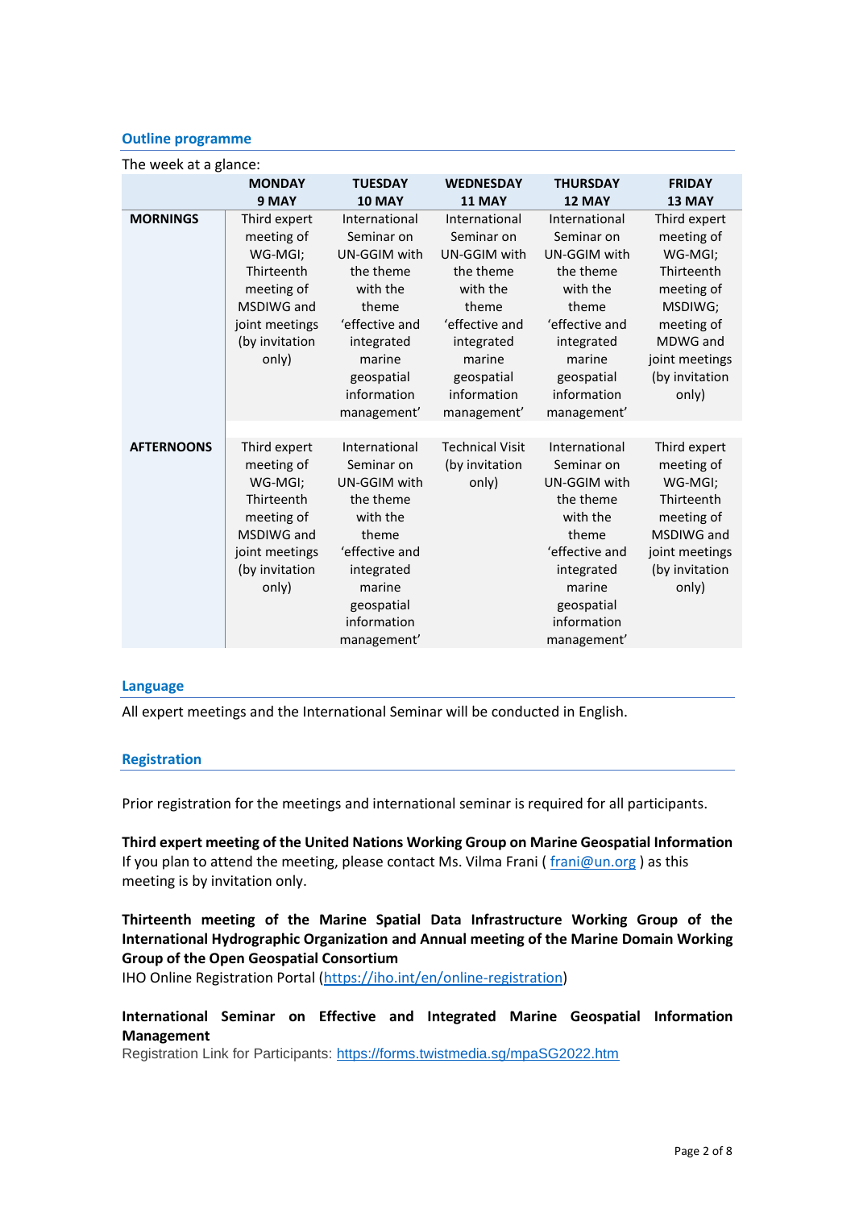## Outline programme

The week at a glance:

| | MONDAY 9 MAY | TUESDAY 10 MAY | WEDNESDAY 11 MAY | THURSDAY 12 MAY | FRIDAY 13 MAY |
|---|---|---|---|---|---|
| **MORNINGS** | Third expert meeting of WG-MGI; Thirteenth meeting of MSDIWG and joint meetings (by invitation only) | International Seminar on UN-GGIM with the theme with the theme 'effective and integrated marine geospatial information management' | International Seminar on UN-GGIM with the theme with the theme 'effective and integrated marine geospatial information management' | International Seminar on UN-GGIM with the theme with the theme 'effective and integrated marine geospatial information management' | Third expert meeting of WG-MGI; Thirteenth meeting of MSDIWG; meeting of MDWG and joint meetings (by invitation only) |
| **AFTERNOONS** | Third expert meeting of WG-MGI; Thirteenth meeting of MSDIWG and joint meetings (by invitation only) | International Seminar on UN-GGIM with the theme with the theme 'effective and integrated marine geospatial information management' | Technical Visit (by invitation only) | International Seminar on UN-GGIM with the theme with the theme 'effective and integrated marine geospatial information management' | Third expert meeting of WG-MGI; Thirteenth meeting of MSDIWG and joint meetings (by invitation only) |

## Language

All expert meetings and the International Seminar will be conducted in English.

## Registration

Prior registration for the meetings and international seminar is required for all participants.

**Third expert meeting of the United Nations Working Group on Marine Geospatial Information**
If you plan to attend the meeting, please contact Ms. Vilma Frani ( frani@un.org ) as this meeting is by invitation only.

**Thirteenth meeting of the Marine Spatial Data Infrastructure Working Group of the International Hydrographic Organization and Annual meeting of the Marine Domain Working Group of the Open Geospatial Consortium**
IHO Online Registration Portal (https://iho.int/en/online-registration)

**International Seminar on Effective and Integrated Marine Geospatial Information Management**
Registration Link for Participants: https://forms.twistmedia.sg/mpaSG2022.htm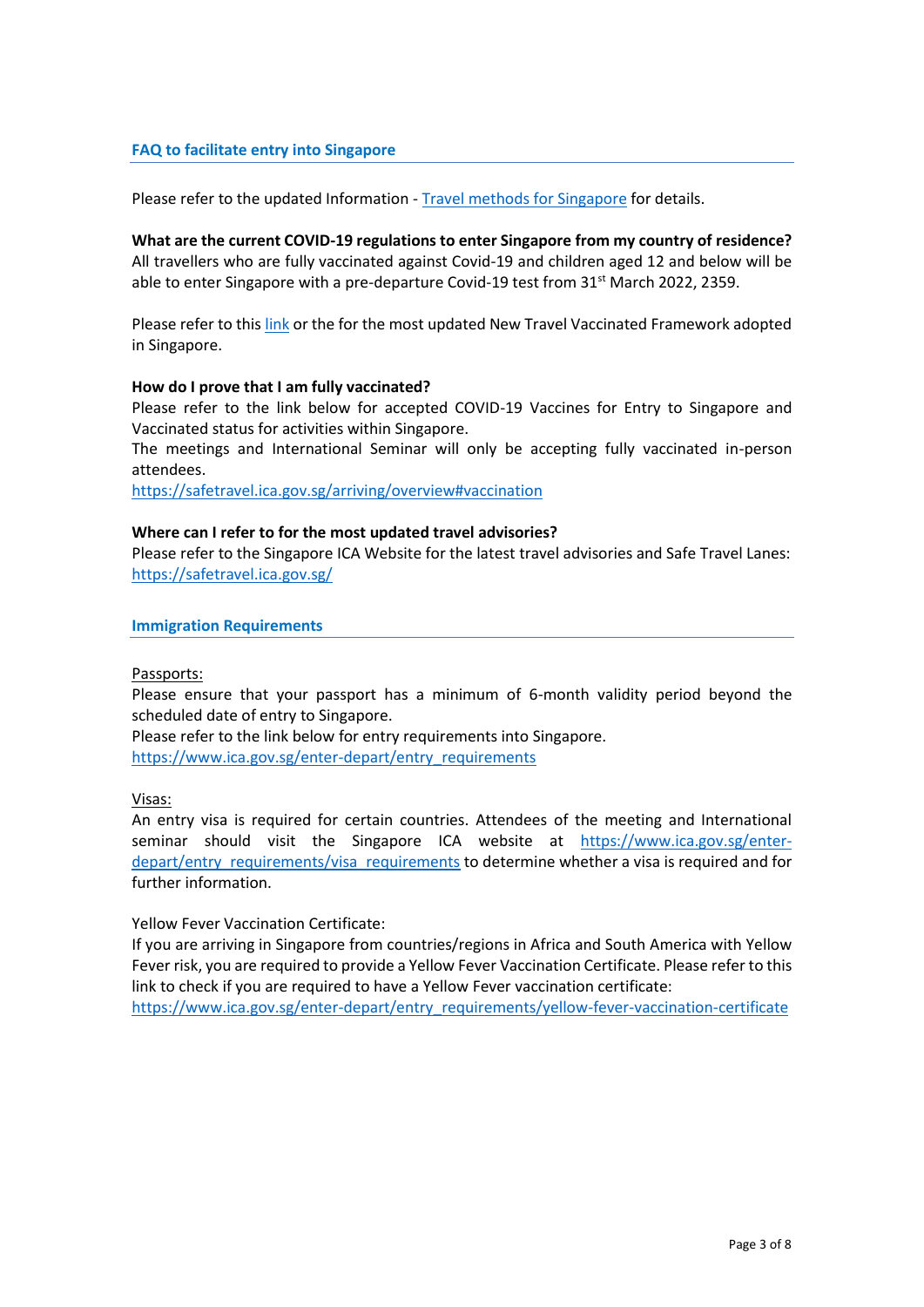## FAQ to facilitate entry into Singapore

Please refer to the updated Information - [Travel methods for Singapore](#) for details.

**What are the current COVID-19 regulations to enter Singapore from my country of residence?**
All travellers who are fully vaccinated against Covid-19 and children aged 12 and below will be able to enter Singapore with a pre-departure Covid-19 test from 31st March 2022, 2359.

Please refer to this [link](#) or the for the most updated New Travel Vaccinated Framework adopted in Singapore.

**How do I prove that I am fully vaccinated?**
Please refer to the link below for accepted COVID-19 Vaccines for Entry to Singapore and Vaccinated status for activities within Singapore.
The meetings and International Seminar will only be accepting fully vaccinated in-person attendees.
https://safetravel.ica.gov.sg/arriving/overview#vaccination

**Where can I refer to for the most updated travel advisories?**
Please refer to the Singapore ICA Website for the latest travel advisories and Safe Travel Lanes: https://safetravel.ica.gov.sg/

## Immigration Requirements

Passports:
Please ensure that your passport has a minimum of 6-month validity period beyond the scheduled date of entry to Singapore.
Please refer to the link below for entry requirements into Singapore.
https://www.ica.gov.sg/enter-depart/entry_requirements

Visas:
An entry visa is required for certain countries. Attendees of the meeting and International seminar should visit the Singapore ICA website at https://www.ica.gov.sg/enter-depart/entry_requirements/visa_requirements to determine whether a visa is required and for further information.

Yellow Fever Vaccination Certificate:
If you are arriving in Singapore from countries/regions in Africa and South America with Yellow Fever risk, you are required to provide a Yellow Fever Vaccination Certificate. Please refer to this link to check if you are required to have a Yellow Fever vaccination certificate:
https://www.ica.gov.sg/enter-depart/entry_requirements/yellow-fever-vaccination-certificate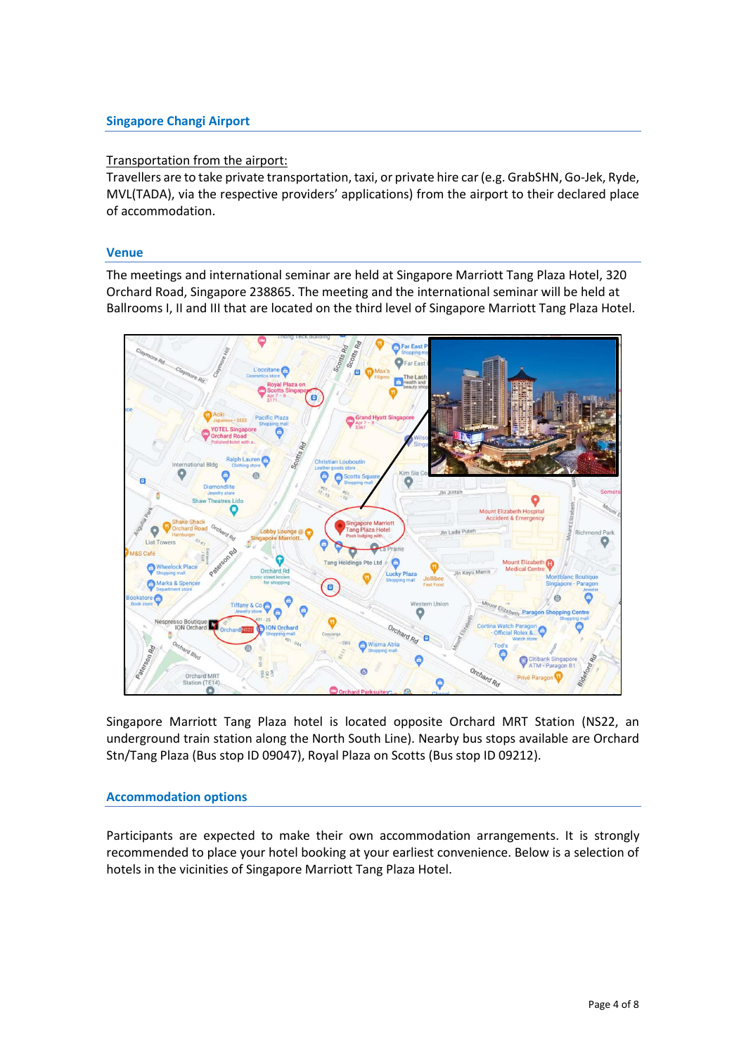## Singapore Changi Airport

Transportation from the airport:

Travellers are to take private transportation, taxi, or private hire car (e.g. GrabSHN, Go-Jek, Ryde, MVL(TADA), via the respective providers' applications) from the airport to their declared place of accommodation.

## Venue

The meetings and international seminar are held at Singapore Marriott Tang Plaza Hotel, 320 Orchard Road, Singapore 238865. The meeting and the international seminar will be held at Ballrooms I, II and III that are located on the third level of Singapore Marriott Tang Plaza Hotel.

Singapore Marriott Tang Plaza hotel is located opposite Orchard MRT Station (NS22, an underground train station along the North South Line). Nearby bus stops available are Orchard Stn/Tang Plaza (Bus stop ID 09047), Royal Plaza on Scotts (Bus stop ID 09212).

## Accommodation options

Participants are expected to make their own accommodation arrangements. It is strongly recommended to place your hotel booking at your earliest convenience. Below is a selection of hotels in the vicinities of Singapore Marriott Tang Plaza Hotel.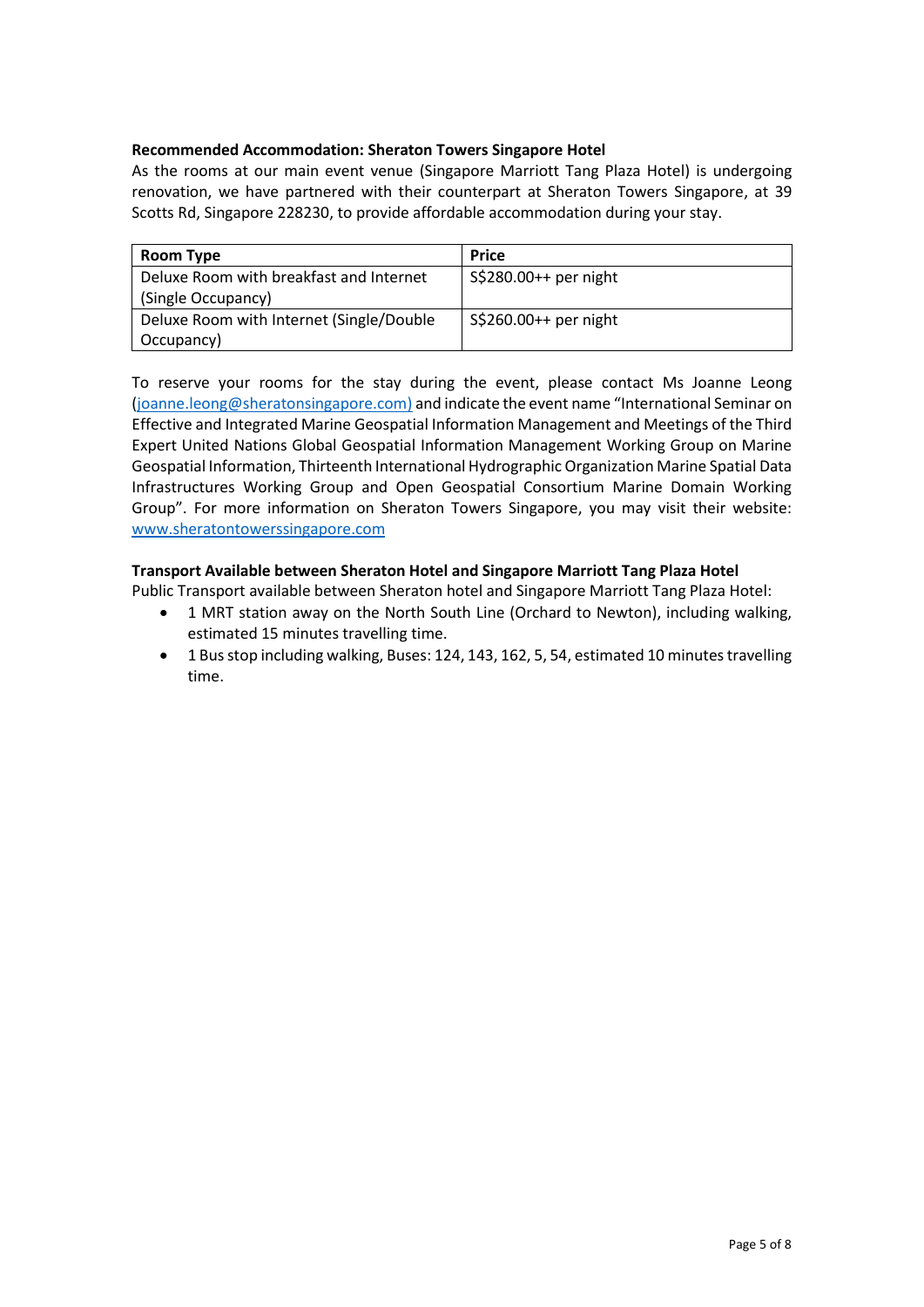**Recommended Accommodation: Sheraton Towers Singapore Hotel**

As the rooms at our main event venue (Singapore Marriott Tang Plaza Hotel) is undergoing renovation, we have partnered with their counterpart at Sheraton Towers Singapore, at 39 Scotts Rd, Singapore 228230, to provide affordable accommodation during your stay.

| Room Type | Price |
|---|---|
| Deluxe Room with breakfast and Internet (Single Occupancy) | S$280.00++ per night |
| Deluxe Room with Internet (Single/Double Occupancy) | S$260.00++ per night |

To reserve your rooms for the stay during the event, please contact Ms Joanne Leong (joanne.leong@sheratonsingapore.com) and indicate the event name "International Seminar on Effective and Integrated Marine Geospatial Information Management and Meetings of the Third Expert United Nations Global Geospatial Information Management Working Group on Marine Geospatial Information, Thirteenth International Hydrographic Organization Marine Spatial Data Infrastructures Working Group and Open Geospatial Consortium Marine Domain Working Group". For more information on Sheraton Towers Singapore, you may visit their website: www.sheratontowerssingapore.com

**Transport Available between Sheraton Hotel and Singapore Marriott Tang Plaza Hotel**

Public Transport available between Sheraton hotel and Singapore Marriott Tang Plaza Hotel:

- 1 MRT station away on the North South Line (Orchard to Newton), including walking, estimated 15 minutes travelling time.
- 1 Bus stop including walking, Buses: 124, 143, 162, 5, 54, estimated 10 minutes travelling time.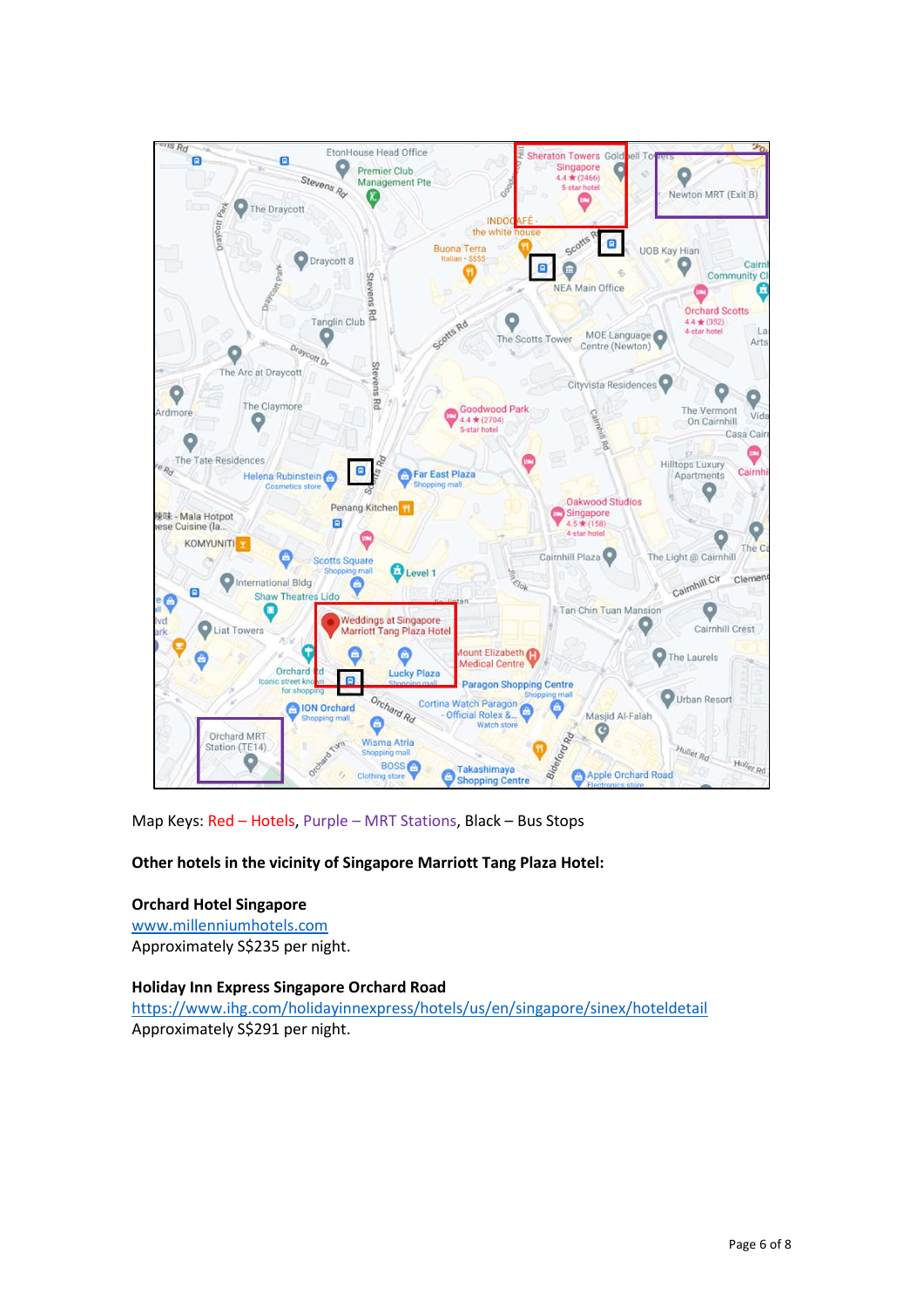Map Keys: Red – Hotels, Purple – MRT Stations, Black – Bus Stops

**Other hotels in the vicinity of Singapore Marriott Tang Plaza Hotel:**

**Orchard Hotel Singapore**
[www.millenniumhotels.com](www.millenniumhotels.com)
Approximately S$235 per night.

**Holiday Inn Express Singapore Orchard Road**
[https://www.ihg.com/holidayinnexpress/hotels/us/en/singapore/sinex/hoteldetail](https://www.ihg.com/holidayinnexpress/hotels/us/en/singapore/sinex/hoteldetail)
Approximately S$291 per night.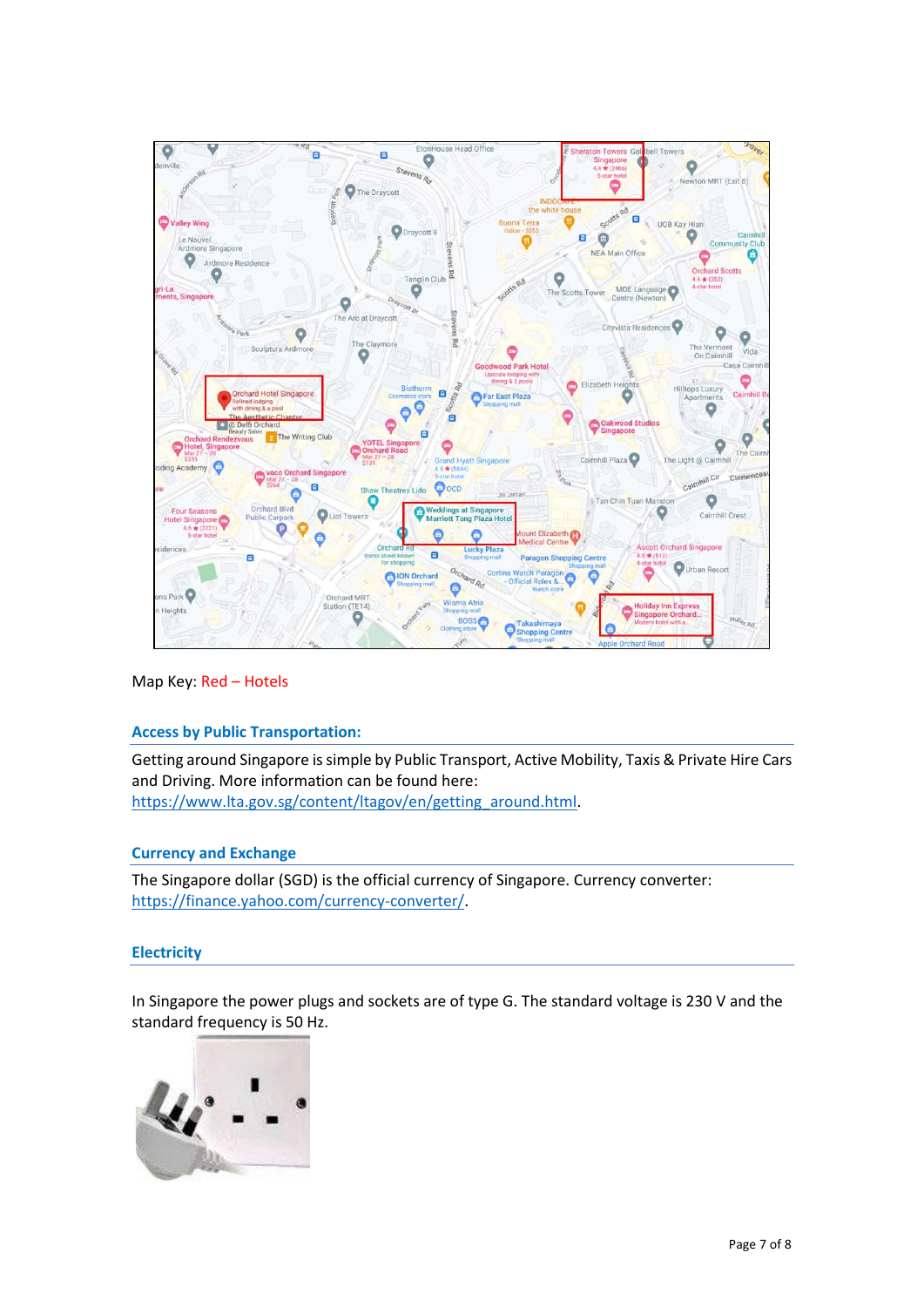Map Key: Red – Hotels

## Access by Public Transportation:

Getting around Singapore is simple by Public Transport, Active Mobility, Taxis & Private Hire Cars and Driving. More information can be found here: https://www.lta.gov.sg/content/ltagov/en/getting_around.html.

## Currency and Exchange

The Singapore dollar (SGD) is the official currency of Singapore. Currency converter: https://finance.yahoo.com/currency-converter/.

## Electricity

In Singapore the power plugs and sockets are of type G. The standard voltage is 230 V and the standard frequency is 50 Hz.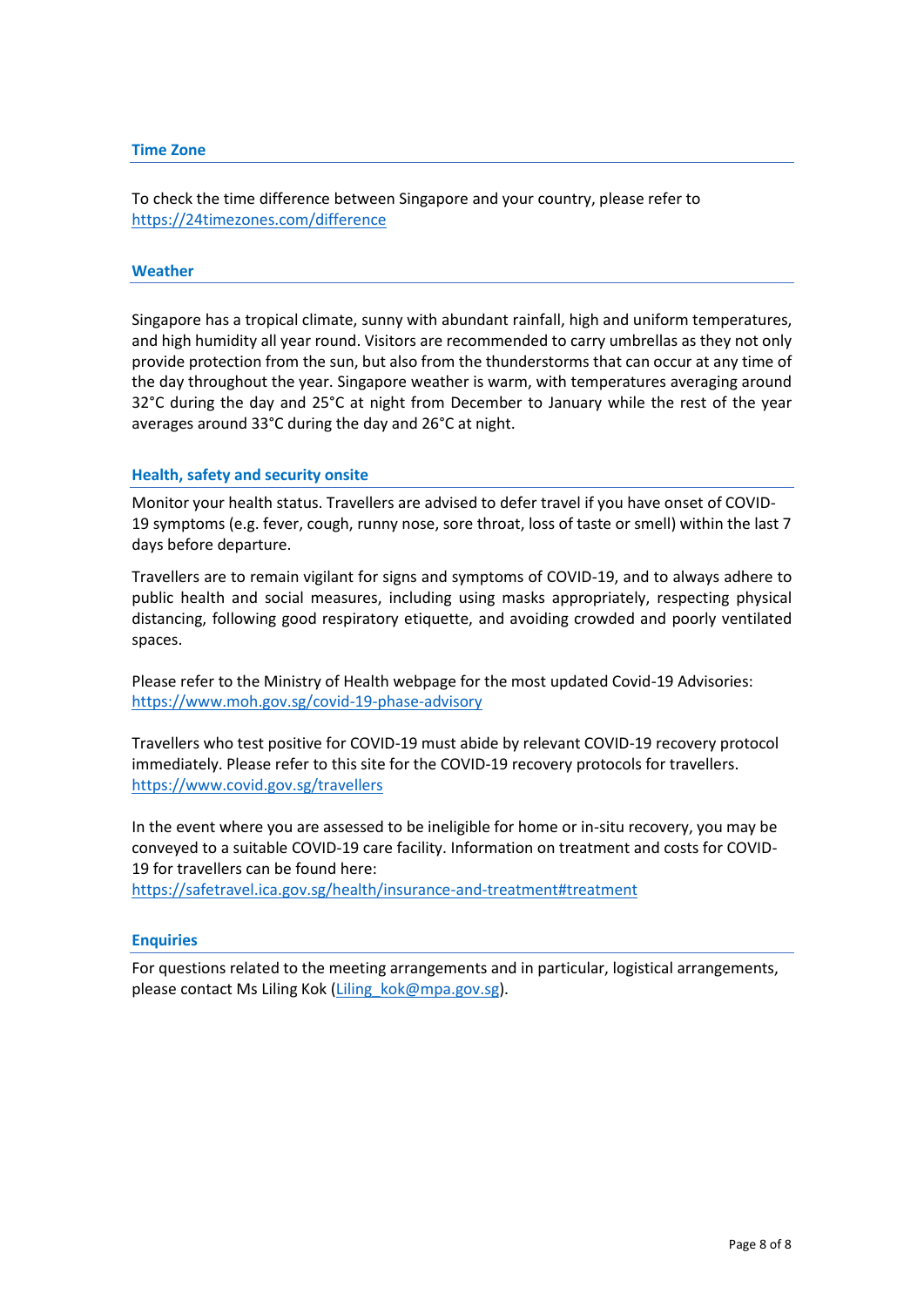## Time Zone

To check the time difference between Singapore and your country, please refer to https://24timezones.com/difference

## Weather

Singapore has a tropical climate, sunny with abundant rainfall, high and uniform temperatures, and high humidity all year round. Visitors are recommended to carry umbrellas as they not only provide protection from the sun, but also from the thunderstorms that can occur at any time of the day throughout the year. Singapore weather is warm, with temperatures averaging around 32°C during the day and 25°C at night from December to January while the rest of the year averages around 33°C during the day and 26°C at night.

## Health, safety and security onsite

Monitor your health status. Travellers are advised to defer travel if you have onset of COVID-19 symptoms (e.g. fever, cough, runny nose, sore throat, loss of taste or smell) within the last 7 days before departure.

Travellers are to remain vigilant for signs and symptoms of COVID-19, and to always adhere to public health and social measures, including using masks appropriately, respecting physical distancing, following good respiratory etiquette, and avoiding crowded and poorly ventilated spaces.

Please refer to the Ministry of Health webpage for the most updated Covid-19 Advisories: https://www.moh.gov.sg/covid-19-phase-advisory

Travellers who test positive for COVID-19 must abide by relevant COVID-19 recovery protocol immediately. Please refer to this site for the COVID-19 recovery protocols for travellers. https://www.covid.gov.sg/travellers

In the event where you are assessed to be ineligible for home or in-situ recovery, you may be conveyed to a suitable COVID-19 care facility. Information on treatment and costs for COVID-19 for travellers can be found here: https://safetravel.ica.gov.sg/health/insurance-and-treatment#treatment

## Enquiries

For questions related to the meeting arrangements and in particular, logistical arrangements, please contact Ms Liling Kok (Liling_kok@mpa.gov.sg).